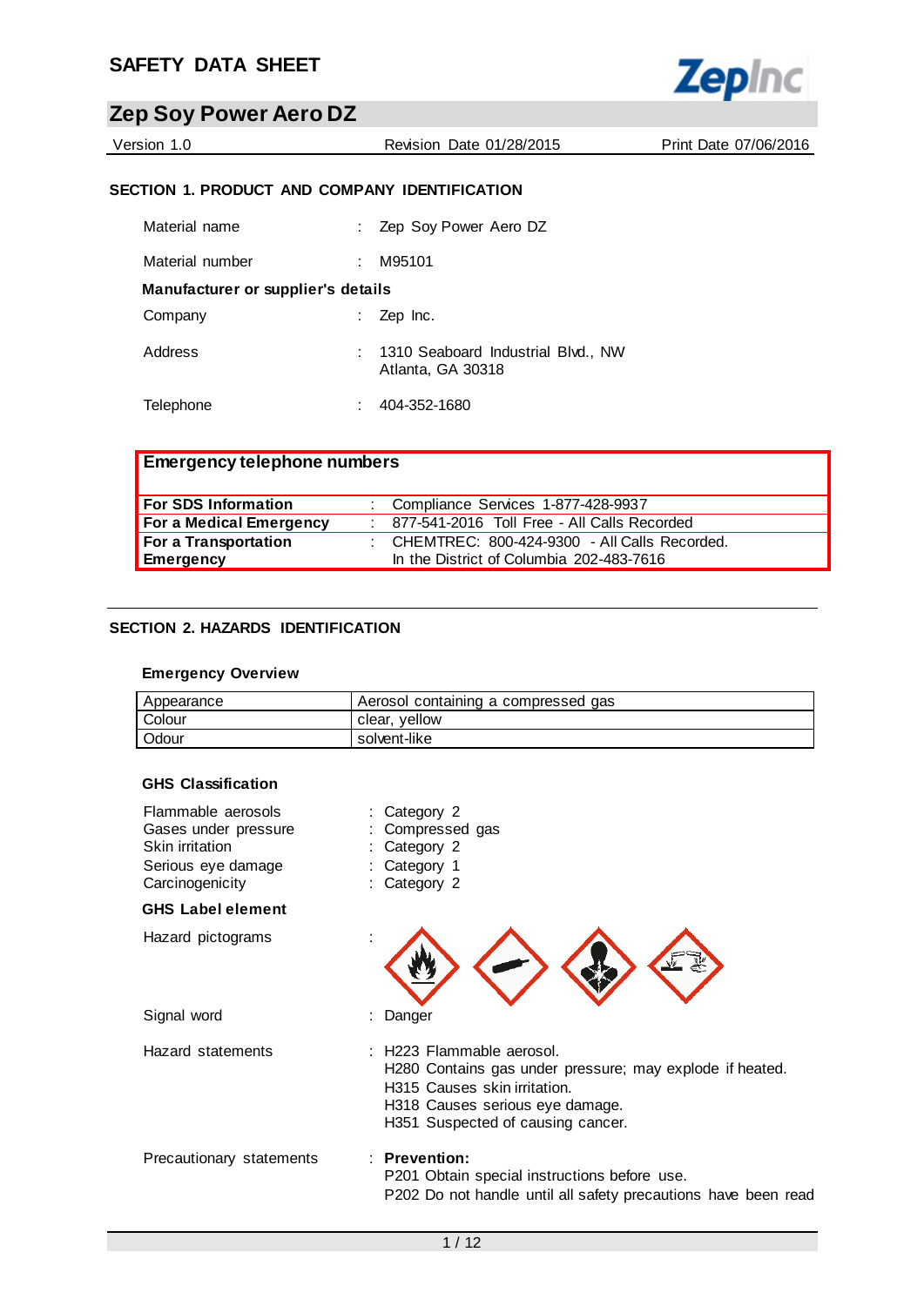# SAFETY DATA SHEET

## Zep Soy Power Aero DZ

Version 1.0 | Revision Date 01/28/2015 | Print Date 07/06/2016

### SECTION 1. PRODUCT AND COMPANY IDENTIFICATION

Material name : Zep Soy Power Aero DZ

Material number : M95101

**Manufacturer or supplier's details**

Company : Zep Inc.

Address : 1310 Seaboard Industrial Blvd., NW
Atlanta, GA 30318

Telephone : 404-352-1680

| Emergency telephone numbers | |
|---|---|
| **For SDS Information** | : Compliance Services 1-877-428-9937 |
| **For a Medical Emergency** | : 877-541-2016 Toll Free - All Calls Recorded |
| **For a Transportation Emergency** | : CHEMTREC: 800-424-9300 - All Calls Recorded. In the District of Columbia 202-483-7616 |

### SECTION 2. HAZARDS IDENTIFICATION

**Emergency Overview**

| Appearance | Aerosol containing a compressed gas |
|---|---|
| Colour | clear, yellow |
| Odour | solvent-like |

**GHS Classification**

Flammable aerosols : Category 2
Gases under pressure : Compressed gas
Skin irritation : Category 2
Serious eye damage : Category 1
Carcinogenicity : Category 2

**GHS Label element**

Hazard pictograms :

Signal word : Danger

Hazard statements : H223 Flammable aerosol.
H280 Contains gas under pressure; may explode if heated.
H315 Causes skin irritation.
H318 Causes serious eye damage.
H351 Suspected of causing cancer.

Precautionary statements : **Prevention:**
P201 Obtain special instructions before use.
P202 Do not handle until all safety precautions have been read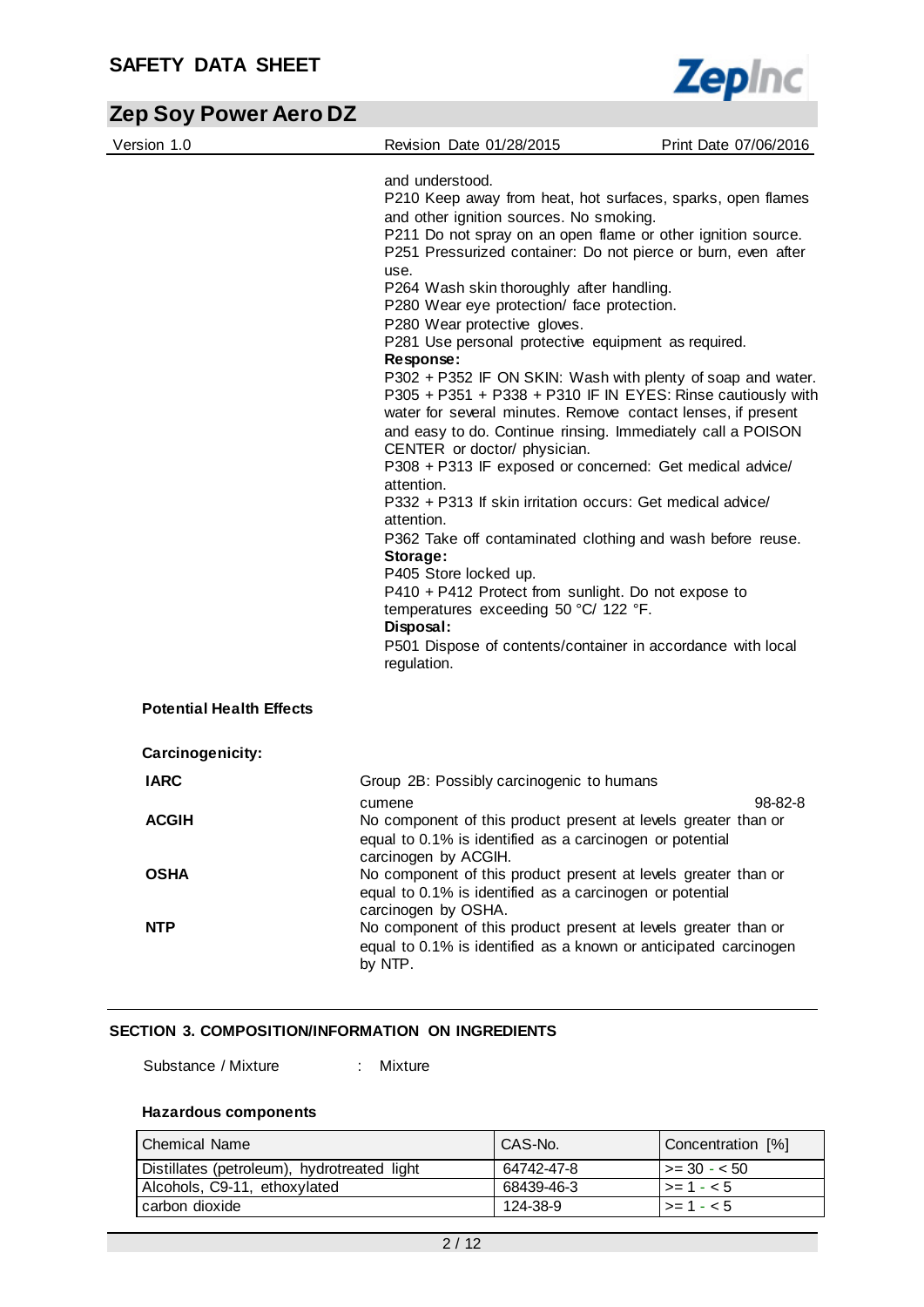and understood.
P210 Keep away from heat, hot surfaces, sparks, open flames and other ignition sources. No smoking.
P211 Do not spray on an open flame or other ignition source.
P251 Pressurized container: Do not pierce or burn, even after use.
P264 Wash skin thoroughly after handling.
P280 Wear eye protection/ face protection.
P280 Wear protective gloves.
P281 Use personal protective equipment as required.

**Response:**
P302 + P352 IF ON SKIN: Wash with plenty of soap and water.
P305 + P351 + P338 + P310 IF IN EYES: Rinse cautiously with water for several minutes. Remove contact lenses, if present and easy to do. Continue rinsing. Immediately call a POISON CENTER or doctor/ physician.
P308 + P313 IF exposed or concerned: Get medical advice/ attention.
P332 + P313 If skin irritation occurs: Get medical advice/ attention.
P362 Take off contaminated clothing and wash before reuse.

**Storage:**
P405 Store locked up.
P410 + P412 Protect from sunlight. Do not expose to temperatures exceeding 50 °C/ 122 °F.

**Disposal:**
P501 Dispose of contents/container in accordance with local regulation.

**Potential Health Effects**

**Carcinogenicity:**

**IARC** Group 2B: Possibly carcinogenic to humans
cumene 98-82-8

**ACGIH** No component of this product present at levels greater than or equal to 0.1% is identified as a carcinogen or potential carcinogen by ACGIH.

**OSHA** No component of this product present at levels greater than or equal to 0.1% is identified as a carcinogen or potential carcinogen by OSHA.

**NTP** No component of this product present at levels greater than or equal to 0.1% is identified as a known or anticipated carcinogen by NTP.

## SECTION 3. COMPOSITION/INFORMATION ON INGREDIENTS

Substance / Mixture : Mixture

**Hazardous components**

| Chemical Name | CAS-No. | Concentration [%] |
|---|---|---|
| Distillates (petroleum), hydrotreated light | 64742-47-8 | >= 30 - < 50 |
| Alcohols, C9-11, ethoxylated | 68439-46-3 | >= 1 - < 5 |
| carbon dioxide | 124-38-9 | >= 1 - < 5 |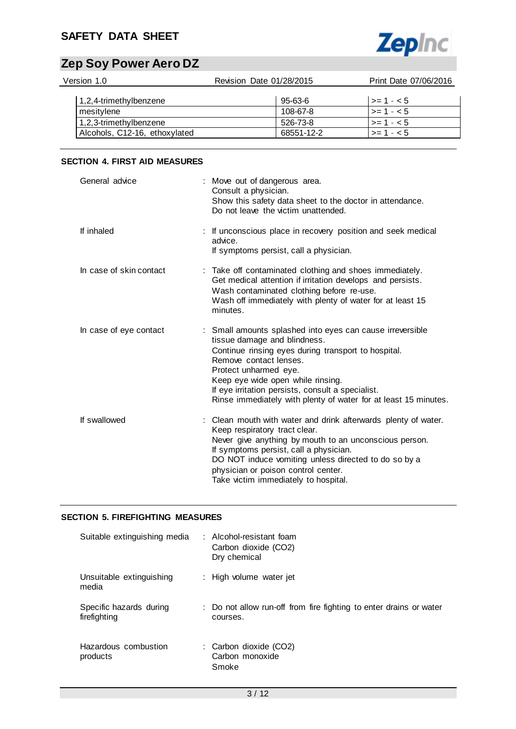| | | |
|---|---|---|
| 1,2,4-trimethylbenzene | 95-63-6 | >= 1 - < 5 |
| mesitylene | 108-67-8 | >= 1 - < 5 |
| 1,2,3-trimethylbenzene | 526-73-8 | >= 1 - < 5 |
| Alcohols, C12-16, ethoxylated | 68551-12-2 | >= 1 - < 5 |

## SECTION 4. FIRST AID MEASURES

General advice : Move out of dangerous area.
Consult a physician.
Show this safety data sheet to the doctor in attendance.
Do not leave the victim unattended.

If inhaled : If unconscious place in recovery position and seek medical advice.
If symptoms persist, call a physician.

In case of skin contact : Take off contaminated clothing and shoes immediately.
Get medical attention if irritation develops and persists.
Wash contaminated clothing before re-use.
Wash off immediately with plenty of water for at least 15 minutes.

In case of eye contact : Small amounts splashed into eyes can cause irreversible tissue damage and blindness.
Continue rinsing eyes during transport to hospital.
Remove contact lenses.
Protect unharmed eye.
Keep eye wide open while rinsing.
If eye irritation persists, consult a specialist.
Rinse immediately with plenty of water for at least 15 minutes.

If swallowed : Clean mouth with water and drink afterwards plenty of water.
Keep respiratory tract clear.
Never give anything by mouth to an unconscious person.
If symptoms persist, call a physician.
DO NOT induce vomiting unless directed to do so by a physician or poison control center.
Take victim immediately to hospital.

## SECTION 5. FIREFIGHTING MEASURES

Suitable extinguishing media : Alcohol-resistant foam
Carbon dioxide ($CO_2$)
Dry chemical

Unsuitable extinguishing media : High volume water jet

Specific hazards during firefighting : Do not allow run-off from fire fighting to enter drains or water courses.

Hazardous combustion products : Carbon dioxide ($CO_2$)
Carbon monoxide
Smoke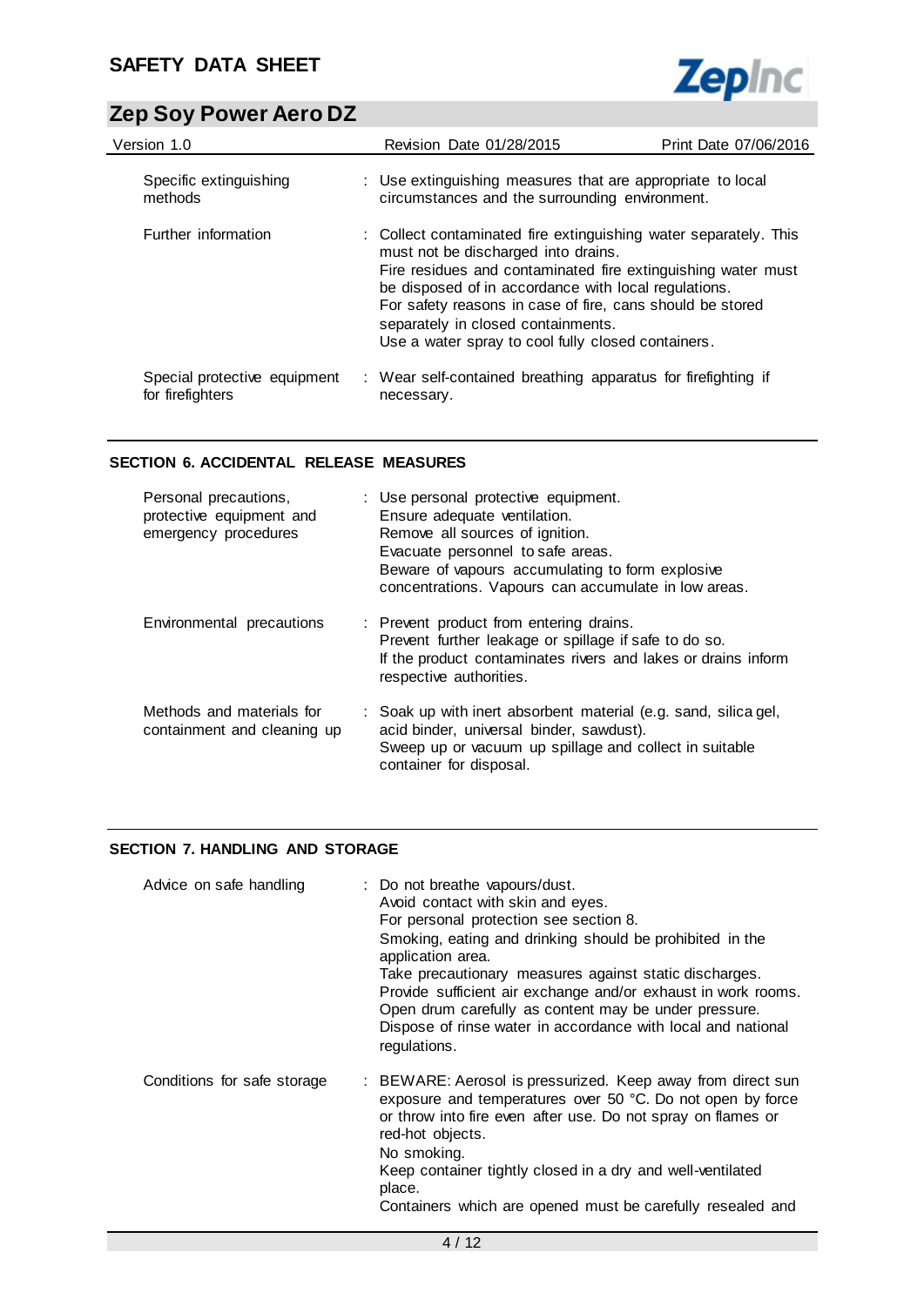| | |
|---|---|
| Specific extinguishing methods | : Use extinguishing measures that are appropriate to local circumstances and the surrounding environment. |
| Further information | : Collect contaminated fire extinguishing water separately. This must not be discharged into drains.<br>Fire residues and contaminated fire extinguishing water must be disposed of in accordance with local regulations.<br>For safety reasons in case of fire, cans should be stored separately in closed containments.<br>Use a water spray to cool fully closed containers. |
| Special protective equipment for firefighters | : Wear self-contained breathing apparatus for firefighting if necessary. |

## SECTION 6. ACCIDENTAL RELEASE MEASURES

| | |
|---|---|
| Personal precautions, protective equipment and emergency procedures | : Use personal protective equipment.<br>Ensure adequate ventilation.<br>Remove all sources of ignition.<br>Evacuate personnel to safe areas.<br>Beware of vapours accumulating to form explosive concentrations. Vapours can accumulate in low areas. |
| Environmental precautions | : Prevent product from entering drains.<br>Prevent further leakage or spillage if safe to do so.<br>If the product contaminates rivers and lakes or drains inform respective authorities. |
| Methods and materials for containment and cleaning up | : Soak up with inert absorbent material (e.g. sand, silica gel, acid binder, universal binder, sawdust).<br>Sweep up or vacuum up spillage and collect in suitable container for disposal. |

## SECTION 7. HANDLING AND STORAGE

| | |
|---|---|
| Advice on safe handling | : Do not breathe vapours/dust.<br>Avoid contact with skin and eyes.<br>For personal protection see section 8.<br>Smoking, eating and drinking should be prohibited in the application area.<br>Take precautionary measures against static discharges.<br>Provide sufficient air exchange and/or exhaust in work rooms.<br>Open drum carefully as content may be under pressure.<br>Dispose of rinse water in accordance with local and national regulations. |
| Conditions for safe storage | : BEWARE: Aerosol is pressurized. Keep away from direct sun exposure and temperatures over 50 °C. Do not open by force or throw into fire even after use. Do not spray on flames or red-hot objects.<br>No smoking.<br>Keep container tightly closed in a dry and well-ventilated place.<br>Containers which are opened must be carefully resealed and |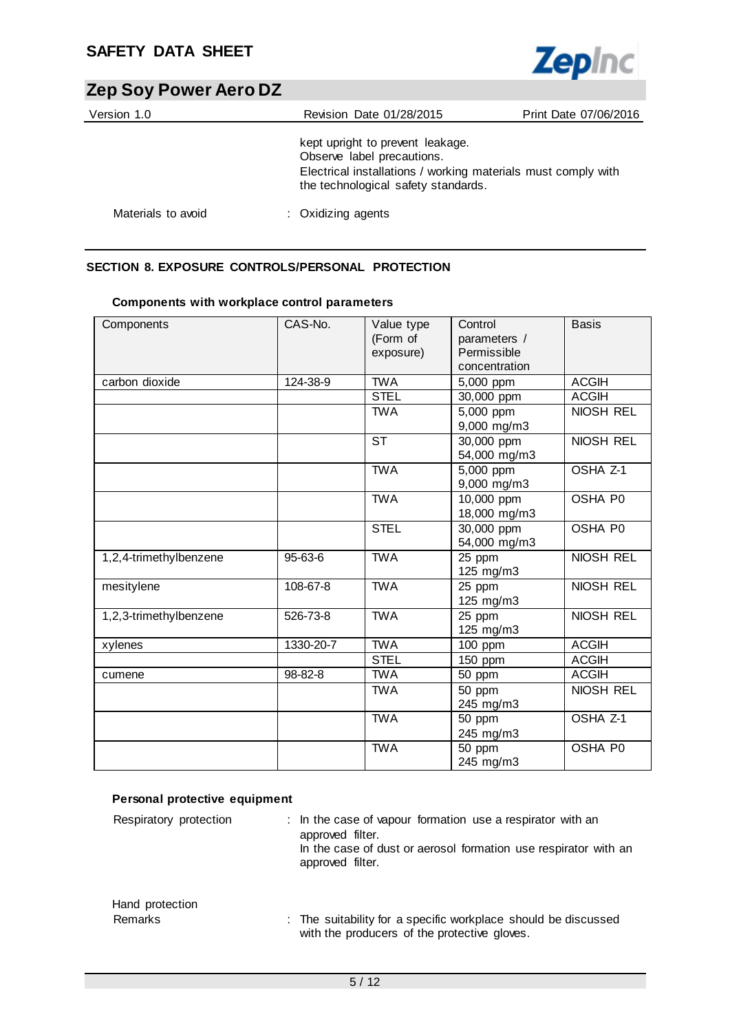kept upright to prevent leakage.
Observe label precautions.
Electrical installations / working materials must comply with the technological safety standards.

Materials to avoid : Oxidizing agents

## SECTION 8. EXPOSURE CONTROLS/PERSONAL PROTECTION

### Components with workplace control parameters

| Components | CAS-No. | Value type (Form of exposure) | Control parameters / Permissible concentration | Basis |
|---|---|---|---|---|
| carbon dioxide | 124-38-9 | TWA | 5,000 ppm | ACGIH |
| | | STEL | 30,000 ppm | ACGIH |
| | | TWA | 5,000 ppm 9,000 mg/m3 | NIOSH REL |
| | | ST | 30,000 ppm 54,000 mg/m3 | NIOSH REL |
| | | TWA | 5,000 ppm 9,000 mg/m3 | OSHA Z-1 |
| | | TWA | 10,000 ppm 18,000 mg/m3 | OSHA P0 |
| | | STEL | 30,000 ppm 54,000 mg/m3 | OSHA P0 |
| 1,2,4-trimethylbenzene | 95-63-6 | TWA | 25 ppm 125 mg/m3 | NIOSH REL |
| mesitylene | 108-67-8 | TWA | 25 ppm 125 mg/m3 | NIOSH REL |
| 1,2,3-trimethylbenzene | 526-73-8 | TWA | 25 ppm 125 mg/m3 | NIOSH REL |
| xylenes | 1330-20-7 | TWA | 100 ppm | ACGIH |
| | | STEL | 150 ppm | ACGIH |
| cumene | 98-82-8 | TWA | 50 ppm | ACGIH |
| | | TWA | 50 ppm 245 mg/m3 | NIOSH REL |
| | | TWA | 50 ppm 245 mg/m3 | OSHA Z-1 |
| | | TWA | 50 ppm 245 mg/m3 | OSHA P0 |

### Personal protective equipment

Respiratory protection : In the case of vapour formation use a respirator with an approved filter.
In the case of dust or aerosol formation use respirator with an approved filter.

Hand protection
Remarks : The suitability for a specific workplace should be discussed with the producers of the protective gloves.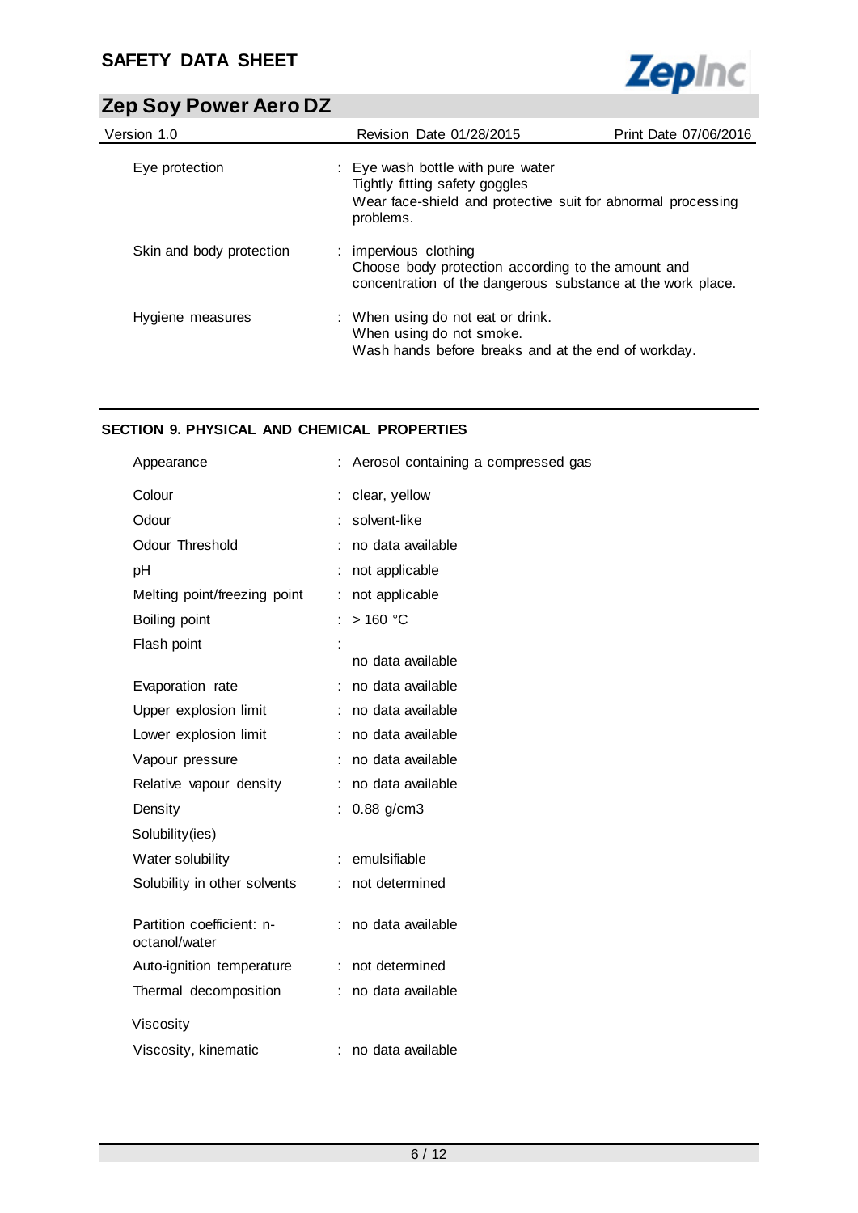| | |
|---|---|
| Eye protection | : Eye wash bottle with pure water<br>Tightly fitting safety goggles<br>Wear face-shield and protective suit for abnormal processing problems. |
| Skin and body protection | : impervious clothing<br>Choose body protection according to the amount and concentration of the dangerous substance at the work place. |
| Hygiene measures | : When using do not eat or drink.<br>When using do not smoke.<br>Wash hands before breaks and at the end of workday. |

## SECTION 9. PHYSICAL AND CHEMICAL PROPERTIES

| | |
|---|---|
| Appearance | : Aerosol containing a compressed gas |
| Colour | : clear, yellow |
| Odour | : solvent-like |
| Odour Threshold | : no data available |
| pH | : not applicable |
| Melting point/freezing point | : not applicable |
| Boiling point | : > 160 °C |
| Flash point | : no data available |
| Evaporation rate | : no data available |
| Upper explosion limit | : no data available |
| Lower explosion limit | : no data available |
| Vapour pressure | : no data available |
| Relative vapour density | : no data available |
| Density | : 0.88 g/cm3 |
| Solubility(ies) | |
| Water solubility | : emulsifiable |
| Solubility in other solvents | : not determined |
| Partition coefficient: n-octanol/water | : no data available |
| Auto-ignition temperature | : not determined |
| Thermal decomposition | : no data available |
| Viscosity | |
| Viscosity, kinematic | : no data available |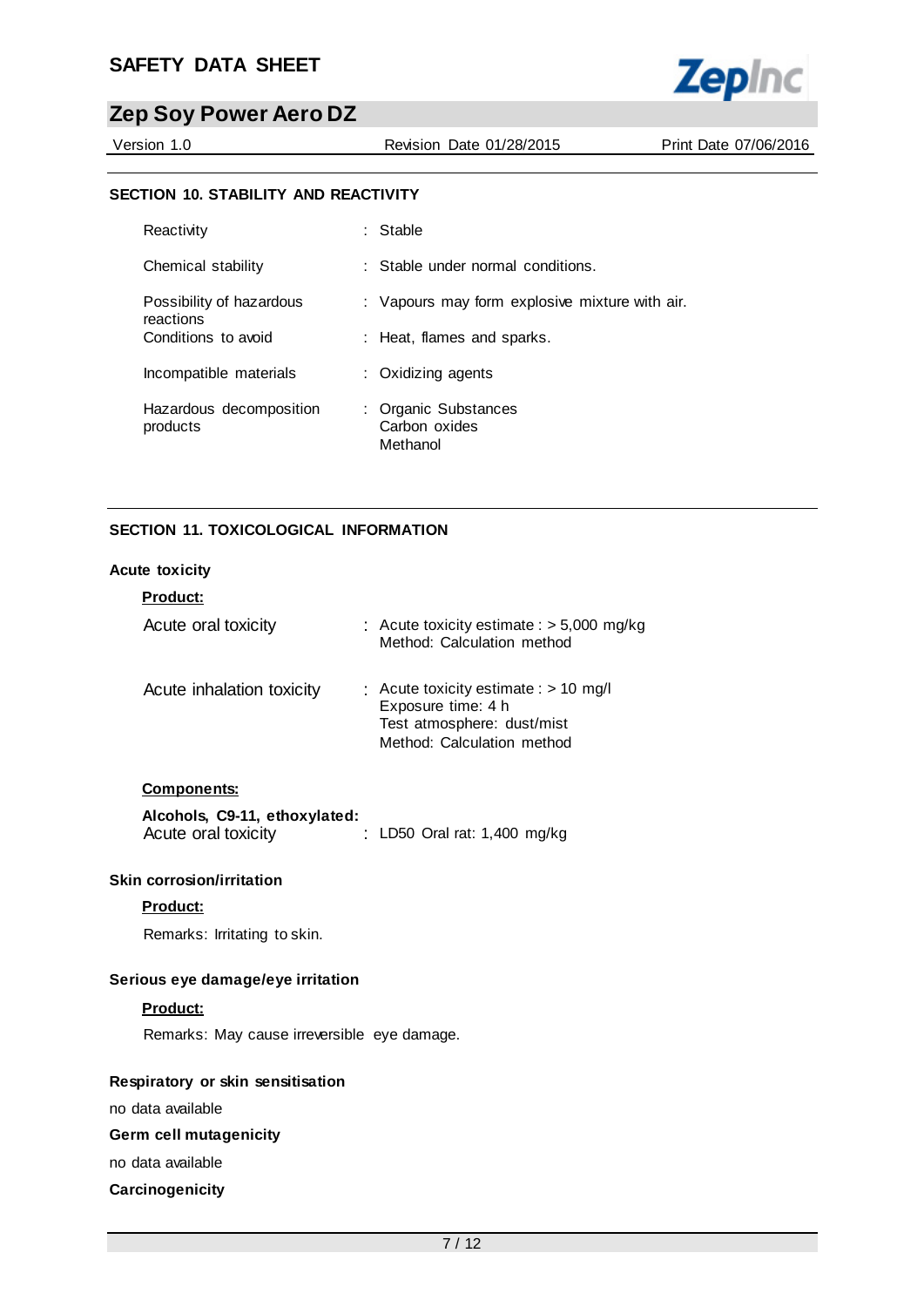## SECTION 10. STABILITY AND REACTIVITY

| | |
|---|---|
| Reactivity | : Stable |
| Chemical stability | : Stable under normal conditions. |
| Possibility of hazardous reactions | : Vapours may form explosive mixture with air. |
| Conditions to avoid | : Heat, flames and sparks. |
| Incompatible materials | : Oxidizing agents |
| Hazardous decomposition products | : Organic Substances<br>Carbon oxides<br>Methanol |

## SECTION 11. TOXICOLOGICAL INFORMATION

### Acute toxicity

**Product:**

| | |
|---|---|
| Acute oral toxicity | : Acute toxicity estimate : > 5,000 mg/kg<br>Method: Calculation method |
| Acute inhalation toxicity | : Acute toxicity estimate : > 10 mg/l<br>Exposure time: 4 h<br>Test atmosphere: dust/mist<br>Method: Calculation method |

**Components:**

**Alcohols, C9-11, ethoxylated:**

| | |
|---|---|
| Acute oral toxicity | : LD50 Oral rat: 1,400 mg/kg |

### Skin corrosion/irritation

**Product:**

Remarks: Irritating to skin.

### Serious eye damage/eye irritation

**Product:**

Remarks: May cause irreversible eye damage.

### Respiratory or skin sensitisation

no data available

### Germ cell mutagenicity

no data available

### Carcinogenicity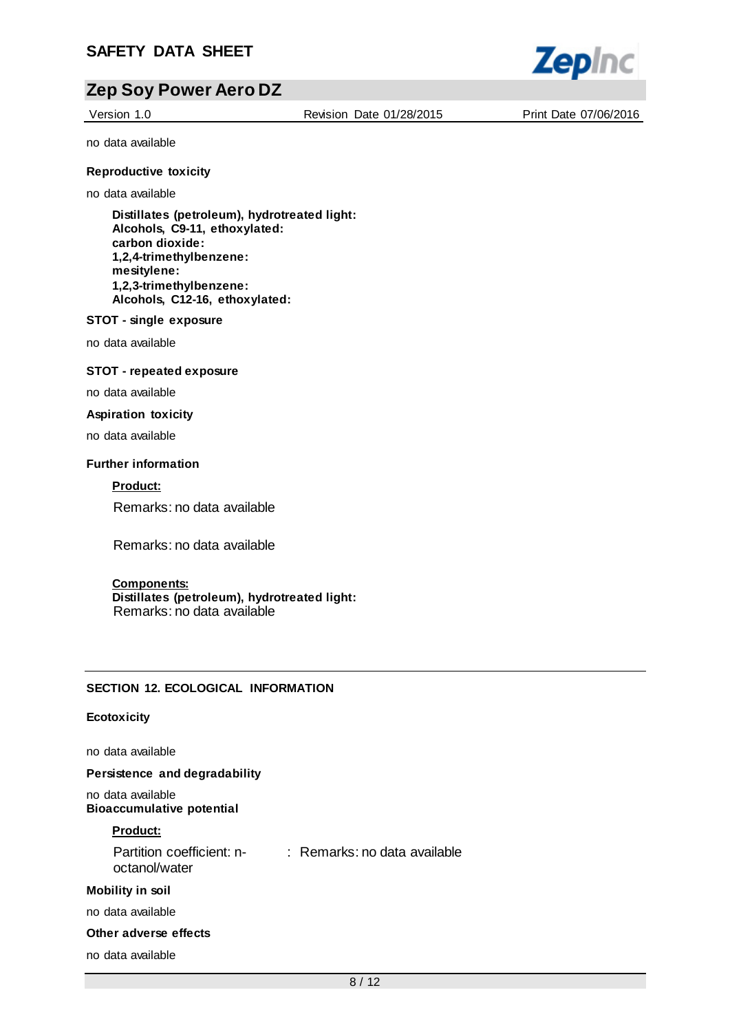no data available

**Reproductive toxicity**

no data available

**Distillates (petroleum), hydrotreated light:**
**Alcohols, C9-11, ethoxylated:**
**carbon dioxide:**
**1,2,4-trimethylbenzene:**
**mesitylene:**
**1,2,3-trimethylbenzene:**
**Alcohols, C12-16, ethoxylated:**

**STOT - single exposure**

no data available

**STOT - repeated exposure**

no data available

**Aspiration toxicity**

no data available

**Further information**

**Product:**

Remarks: no data available

Remarks: no data available

**Components:**
**Distillates (petroleum), hydrotreated light:**
Remarks: no data available

## SECTION 12. ECOLOGICAL INFORMATION

**Ecotoxicity**

no data available

**Persistence and degradability**

no data available

**Bioaccumulative potential**

**Product:**

Partition coefficient: n-octanol/water : Remarks: no data available

**Mobility in soil**

no data available

**Other adverse effects**

no data available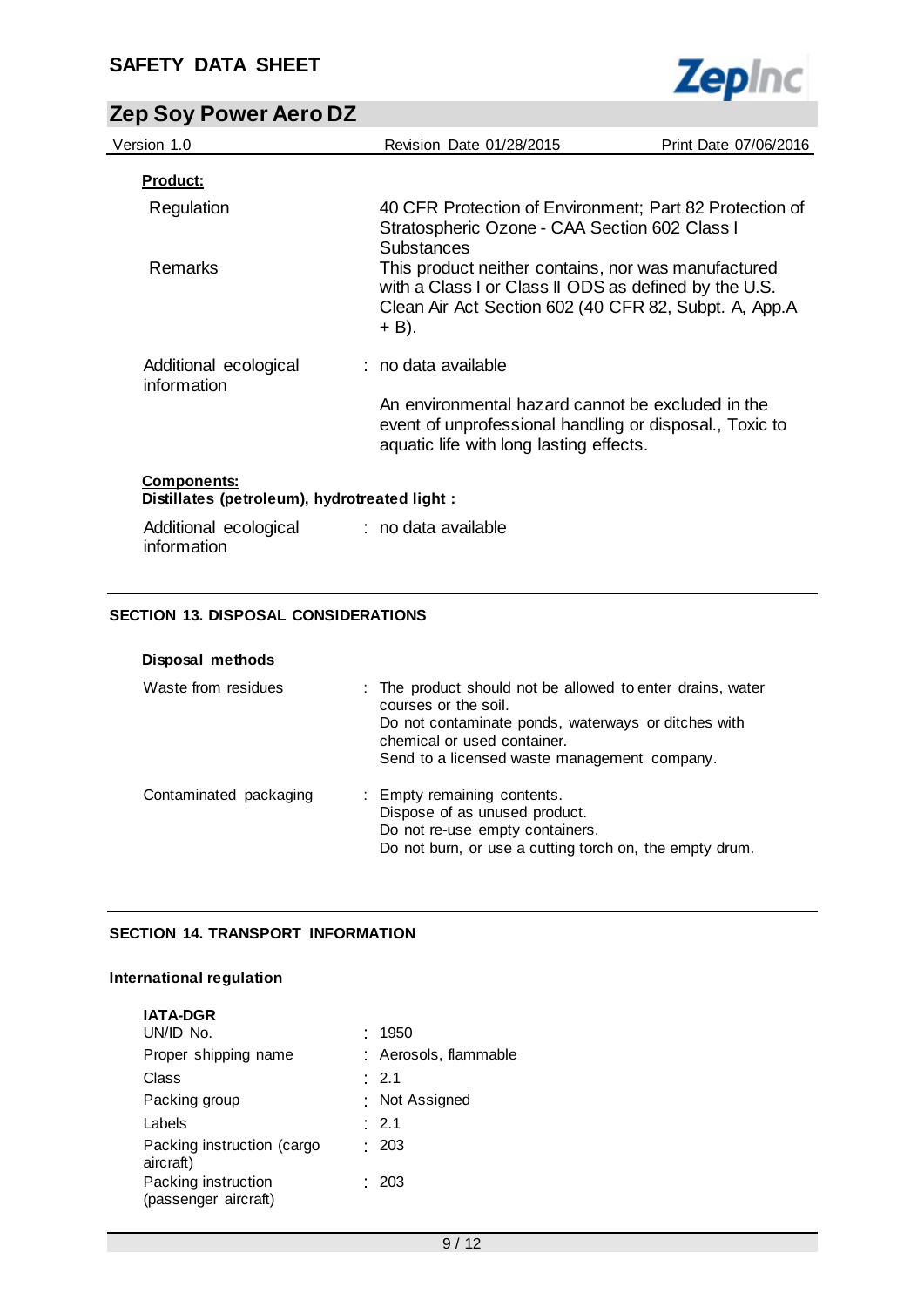**Product:**

| | |
|---|---|
| Regulation | 40 CFR Protection of Environment; Part 82 Protection of Stratospheric Ozone - CAA Section 602 Class I Substances |
| Remarks | This product neither contains, nor was manufactured with a Class I or Class II ODS as defined by the U.S. Clean Air Act Section 602 (40 CFR 82, Subpt. A, App.A + B). |

Additional ecological information : no data available

An environmental hazard cannot be excluded in the event of unprofessional handling or disposal., Toxic to aquatic life with long lasting effects.

**Components:**
**Distillates (petroleum), hydrotreated light :**

Additional ecological information : no data available

## SECTION 13. DISPOSAL CONSIDERATIONS

**Disposal methods**

Waste from residues : The product should not be allowed to enter drains, water courses or the soil.
Do not contaminate ponds, waterways or ditches with chemical or used container.
Send to a licensed waste management company.

Contaminated packaging : Empty remaining contents.
Dispose of as unused product.
Do not re-use empty containers.
Do not burn, or use a cutting torch on, the empty drum.

## SECTION 14. TRANSPORT INFORMATION

**International regulation**

**IATA-DGR**

| | |
|---|---|
| UN/ID No. | 1950 |
| Proper shipping name | Aerosols, flammable |
| Class | 2.1 |
| Packing group | Not Assigned |
| Labels | 2.1 |
| Packing instruction (cargo aircraft) | 203 |
| Packing instruction (passenger aircraft) | 203 |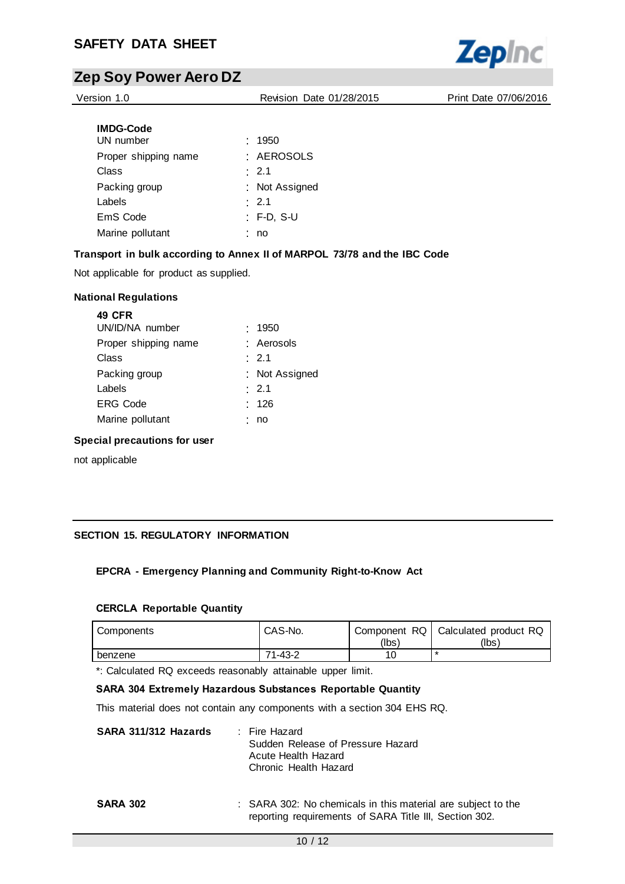**IMDG-Code**

| | |
|---|---|
| UN number | : 1950 |
| Proper shipping name | : AEROSOLS |
| Class | : 2.1 |
| Packing group | : Not Assigned |
| Labels | : 2.1 |
| EmS Code | : F-D, S-U |
| Marine pollutant | : no |

**Transport in bulk according to Annex II of MARPOL 73/78 and the IBC Code**

Not applicable for product as supplied.

**National Regulations**

**49 CFR**

| | |
|---|---|
| UN/ID/NA number | : 1950 |
| Proper shipping name | : Aerosols |
| Class | : 2.1 |
| Packing group | : Not Assigned |
| Labels | : 2.1 |
| ERG Code | : 126 |
| Marine pollutant | : no |

**Special precautions for user**

not applicable

## SECTION 15. REGULATORY INFORMATION

### EPCRA - Emergency Planning and Community Right-to-Know Act

**CERCLA Reportable Quantity**

| Components | CAS-No. | Component RQ (lbs) | Calculated product RQ (lbs) |
|---|---|---|---|
| benzene | 71-43-2 | 10 | * |

*: Calculated RQ exceeds reasonably attainable upper limit.

**SARA 304 Extremely Hazardous Substances Reportable Quantity**

This material does not contain any components with a section 304 EHS RQ.

**SARA 311/312 Hazards** : Fire Hazard
Sudden Release of Pressure Hazard
Acute Health Hazard
Chronic Health Hazard

**SARA 302** : SARA 302: No chemicals in this material are subject to the reporting requirements of SARA Title III, Section 302.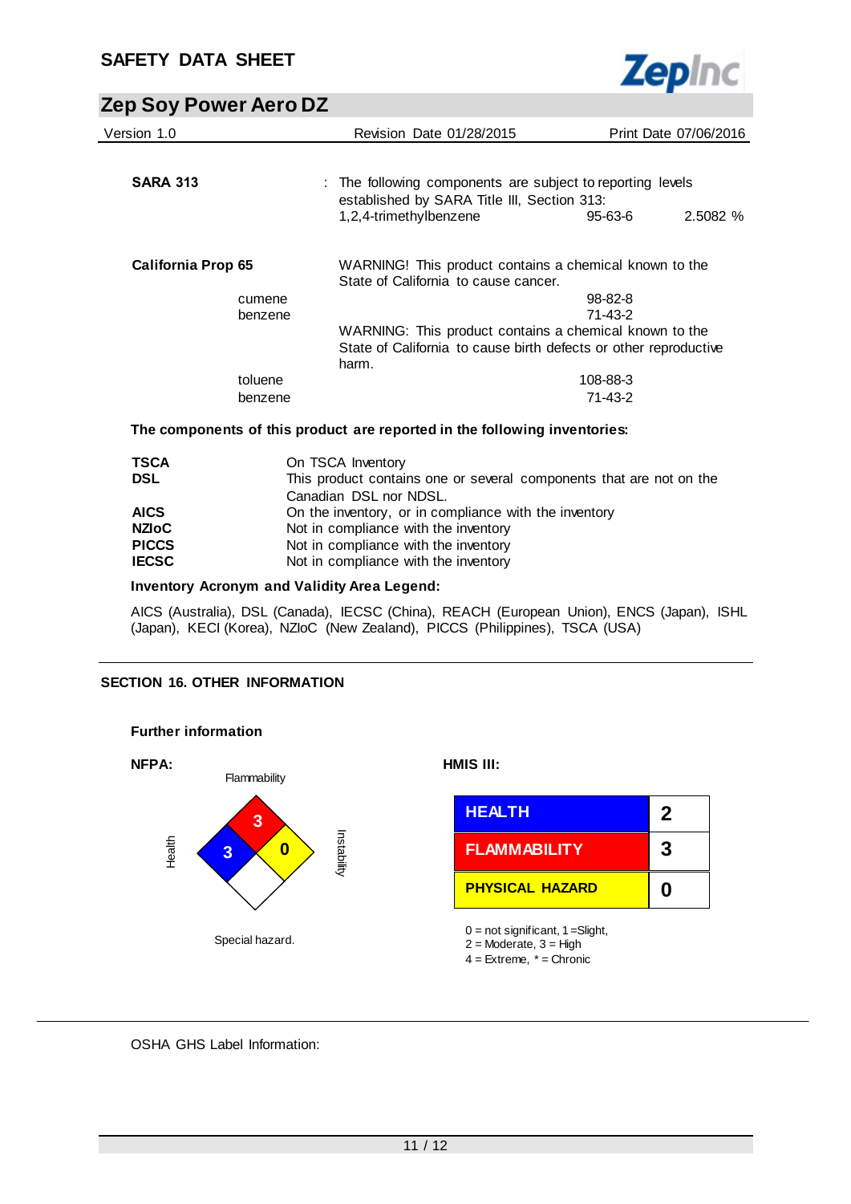**SARA 313** : The following components are subject to reporting levels established by SARA Title III, Section 313:

| | | |
|---|---|---|
| 1,2,4-trimethylbenzene | 95-63-6 | 2.5082 % |

**California Prop 65**

WARNING! This product contains a chemical known to the State of California to cause cancer.

| | |
|---|---|
| cumene | 98-82-8 |
| benzene | 71-43-2 |

WARNING: This product contains a chemical known to the State of California to cause birth defects or other reproductive harm.

| | |
|---|---|
| toluene | 108-88-3 |
| benzene | 71-43-2 |

**The components of this product are reported in the following inventories:**

| | |
|---|---|
| **TSCA** | On TSCA Inventory |
| **DSL** | This product contains one or several components that are not on the Canadian DSL nor NDSL. |
| **AICS** | On the inventory, or in compliance with the inventory |
| **NZIoC** | Not in compliance with the inventory |
| **PICCS** | Not in compliance with the inventory |
| **IECSC** | Not in compliance with the inventory |

**Inventory Acronym and Validity Area Legend:**

AICS (Australia), DSL (Canada), IECSC (China), REACH (European Union), ENCS (Japan), ISHL (Japan), KECI (Korea), NZIoC (New Zealand), PICCS (Philippines), TSCA (USA)

## SECTION 16. OTHER INFORMATION

**Further information**

**NFPA:**

| Flammability | Health | Instability | Special hazard. |
|---|---|---|---|
| 3 | 3 | 0 | |

**HMIS III:**

| | |
|---|---|
| **HEALTH** | **2** |
| **FLAMMABILITY** | **3** |
| **PHYSICAL HAZARD** | **0** |

0 = not significant, 1 =Slight,
2 = Moderate, 3 = High
4 = Extreme, * = Chronic

OSHA GHS Label Information: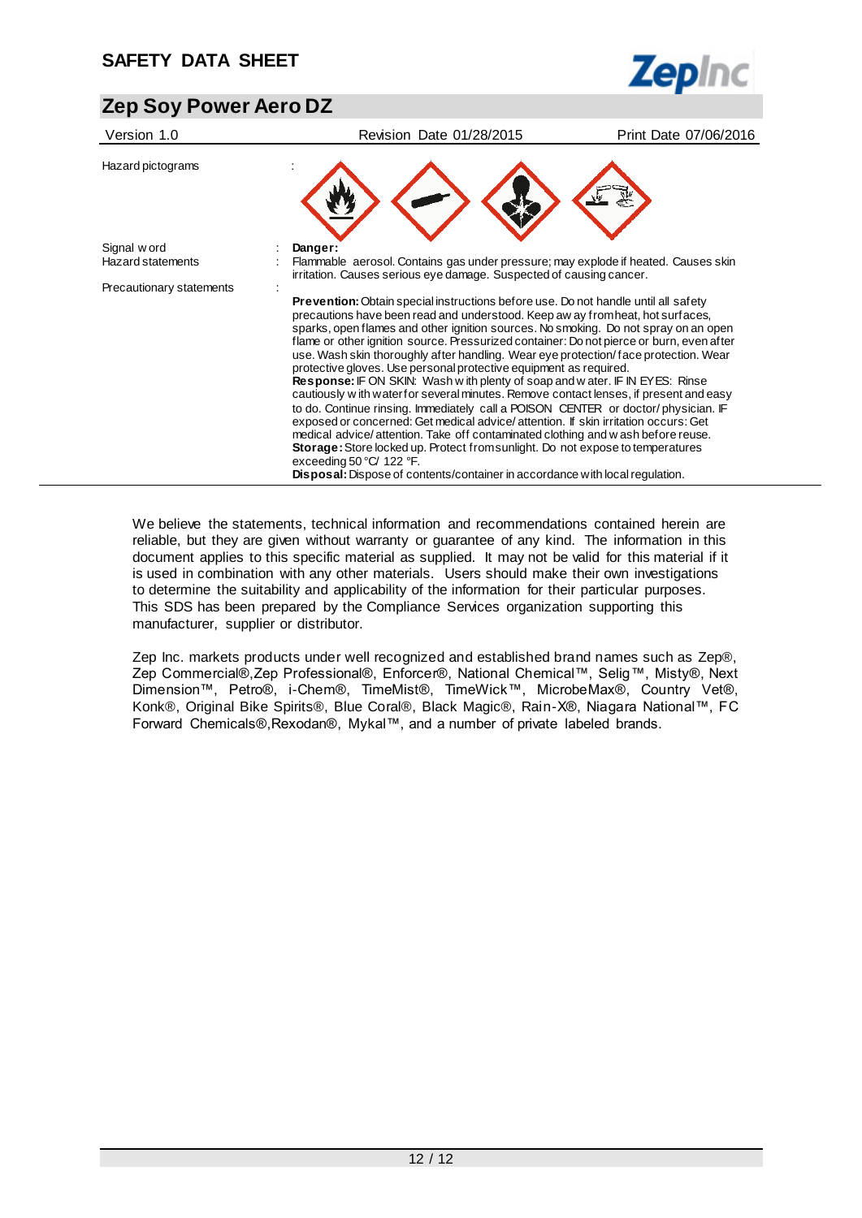Hazard pictograms :

Signal word : **Danger:**

Hazard statements : Flammable aerosol. Contains gas under pressure; may explode if heated. Causes skin irritation. Causes serious eye damage. Suspected of causing cancer.

Precautionary statements :

**Prevention:** Obtain special instructions before use. Do not handle until all safety precautions have been read and understood. Keep away from heat, hot surfaces, sparks, open flames and other ignition sources. No smoking. Do not spray on an open flame or other ignition source. Pressurized container: Do not pierce or burn, even after use. Wash skin thoroughly after handling. Wear eye protection/ face protection. Wear protective gloves. Use personal protective equipment as required.
**Response:** IF ON SKIN: Wash with plenty of soap and water. IF IN EYES: Rinse cautiously with water for several minutes. Remove contact lenses, if present and easy to do. Continue rinsing. Immediately call a POISON CENTER or doctor/ physician. IF exposed or concerned: Get medical advice/ attention. If skin irritation occurs: Get medical advice/ attention. Take off contaminated clothing and wash before reuse.
**Storage:** Store locked up. Protect from sunlight. Do not expose to temperatures exceeding 50 °C/ 122 °F.
**Disposal:** Dispose of contents/container in accordance with local regulation.

We believe the statements, technical information and recommendations contained herein are reliable, but they are given without warranty or guarantee of any kind. The information in this document applies to this specific material as supplied. It may not be valid for this material if it is used in combination with any other materials. Users should make their own investigations to determine the suitability and applicability of the information for their particular purposes. This SDS has been prepared by the Compliance Services organization supporting this manufacturer, supplier or distributor.

Zep Inc. markets products under well recognized and established brand names such as Zep®, Zep Commercial®,Zep Professional®, Enforcer®, National Chemical™, Selig™, Misty®, Next Dimension™, Petro®, i-Chem®, TimeMist®, TimeWick™, MicrobeMax®, Country Vet®, Konk®, Original Bike Spirits®, Blue Coral®, Black Magic®, Rain-X®, Niagara National™, FC Forward Chemicals®,Rexodan®, Mykal™, and a number of private labeled brands.